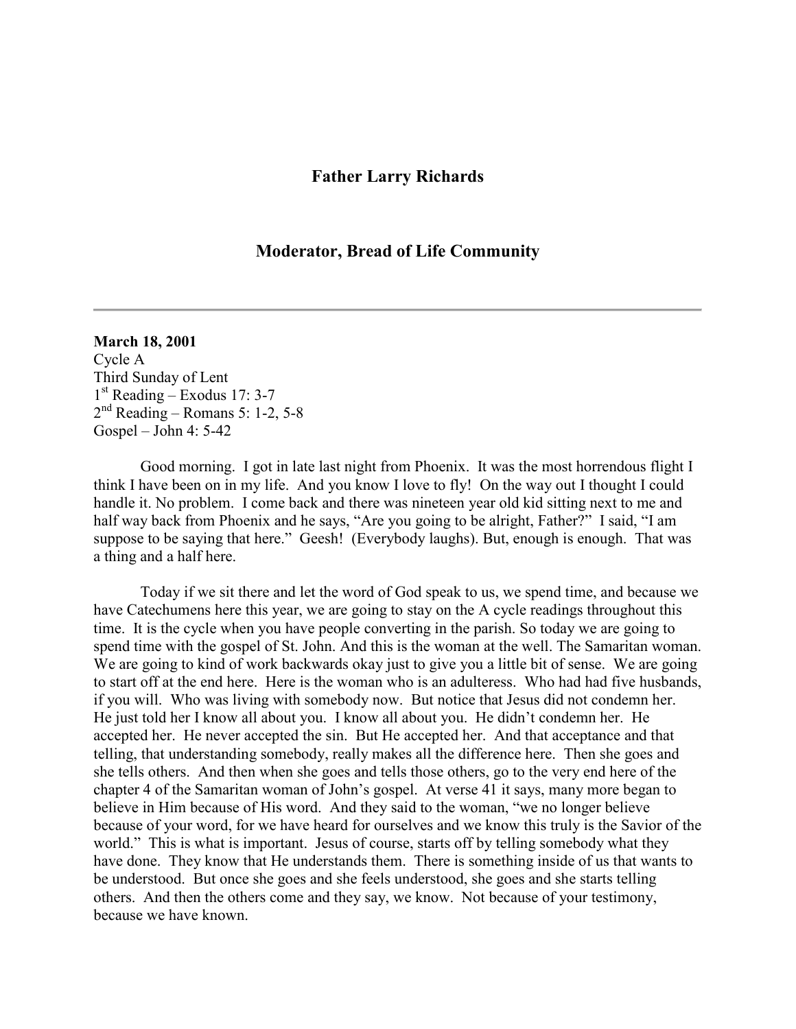## Father Larry Richards

## Moderator, Bread of Life Community

---

**March 18, 2001**
Cycle A
Third Sunday of Lent
1st Reading – Exodus 17: 3-7
2nd Reading – Romans 5: 1-2, 5-8
Gospel – John 4: 5-42

Good morning. I got in late last night from Phoenix. It was the most horrendous flight I think I have been on in my life. And you know I love to fly! On the way out I thought I could handle it. No problem. I come back and there was nineteen year old kid sitting next to me and half way back from Phoenix and he says, "Are you going to be alright, Father?" I said, "I am suppose to be saying that here." Geesh! (Everybody laughs). But, enough is enough. That was a thing and a half here.

Today if we sit there and let the word of God speak to us, we spend time, and because we have Catechumens here this year, we are going to stay on the A cycle readings throughout this time. It is the cycle when you have people converting in the parish. So today we are going to spend time with the gospel of St. John. And this is the woman at the well. The Samaritan woman. We are going to kind of work backwards okay just to give you a little bit of sense. We are going to start off at the end here. Here is the woman who is an adulteress. Who had had five husbands, if you will. Who was living with somebody now. But notice that Jesus did not condemn her. He just told her I know all about you. I know all about you. He didn't condemn her. He accepted her. He never accepted the sin. But He accepted her. And that acceptance and that telling, that understanding somebody, really makes all the difference here. Then she goes and she tells others. And then when she goes and tells those others, go to the very end here of the chapter 4 of the Samaritan woman of John's gospel. At verse 41 it says, many more began to believe in Him because of His word. And they said to the woman, "we no longer believe because of your word, for we have heard for ourselves and we know this truly is the Savior of the world." This is what is important. Jesus of course, starts off by telling somebody what they have done. They know that He understands them. There is something inside of us that wants to be understood. But once she goes and she feels understood, she goes and she starts telling others. And then the others come and they say, we know. Not because of your testimony, because we have known.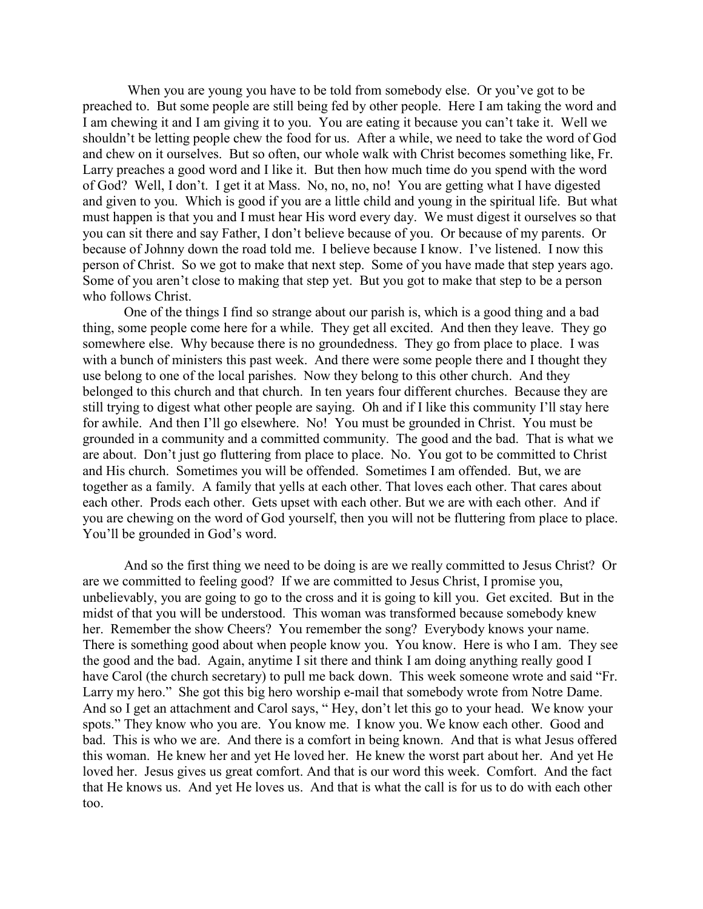When you are young you have to be told from somebody else. Or you've got to be preached to. But some people are still being fed by other people. Here I am taking the word and I am chewing it and I am giving it to you. You are eating it because you can't take it. Well we shouldn't be letting people chew the food for us. After a while, we need to take the word of God and chew on it ourselves. But so often, our whole walk with Christ becomes something like, Fr. Larry preaches a good word and I like it. But then how much time do you spend with the word of God? Well, I don't. I get it at Mass. No, no, no, no! You are getting what I have digested and given to you. Which is good if you are a little child and young in the spiritual life. But what must happen is that you and I must hear His word every day. We must digest it ourselves so that you can sit there and say Father, I don't believe because of you. Or because of my parents. Or because of Johnny down the road told me. I believe because I know. I've listened. I now this person of Christ. So we got to make that next step. Some of you have made that step years ago. Some of you aren't close to making that step yet. But you got to make that step to be a person who follows Christ.

One of the things I find so strange about our parish is, which is a good thing and a bad thing, some people come here for a while. They get all excited. And then they leave. They go somewhere else. Why because there is no groundedness. They go from place to place. I was with a bunch of ministers this past week. And there were some people there and I thought they use belong to one of the local parishes. Now they belong to this other church. And they belonged to this church and that church. In ten years four different churches. Because they are still trying to digest what other people are saying. Oh and if I like this community I'll stay here for awhile. And then I'll go elsewhere. No! You must be grounded in Christ. You must be grounded in a community and a committed community. The good and the bad. That is what we are about. Don't just go fluttering from place to place. No. You got to be committed to Christ and His church. Sometimes you will be offended. Sometimes I am offended. But, we are together as a family. A family that yells at each other. That loves each other. That cares about each other. Prods each other. Gets upset with each other. But we are with each other. And if you are chewing on the word of God yourself, then you will not be fluttering from place to place. You'll be grounded in God's word.

And so the first thing we need to be doing is are we really committed to Jesus Christ? Or are we committed to feeling good? If we are committed to Jesus Christ, I promise you, unbelievably, you are going to go to the cross and it is going to kill you. Get excited. But in the midst of that you will be understood. This woman was transformed because somebody knew her. Remember the show Cheers? You remember the song? Everybody knows your name. There is something good about when people know you. You know. Here is who I am. They see the good and the bad. Again, anytime I sit there and think I am doing anything really good I have Carol (the church secretary) to pull me back down. This week someone wrote and said "Fr. Larry my hero." She got this big hero worship e-mail that somebody wrote from Notre Dame. And so I get an attachment and Carol says, " Hey, don't let this go to your head. We know your spots." They know who you are. You know me. I know you. We know each other. Good and bad. This is who we are. And there is a comfort in being known. And that is what Jesus offered this woman. He knew her and yet He loved her. He knew the worst part about her. And yet He loved her. Jesus gives us great comfort. And that is our word this week. Comfort. And the fact that He knows us. And yet He loves us. And that is what the call is for us to do with each other too.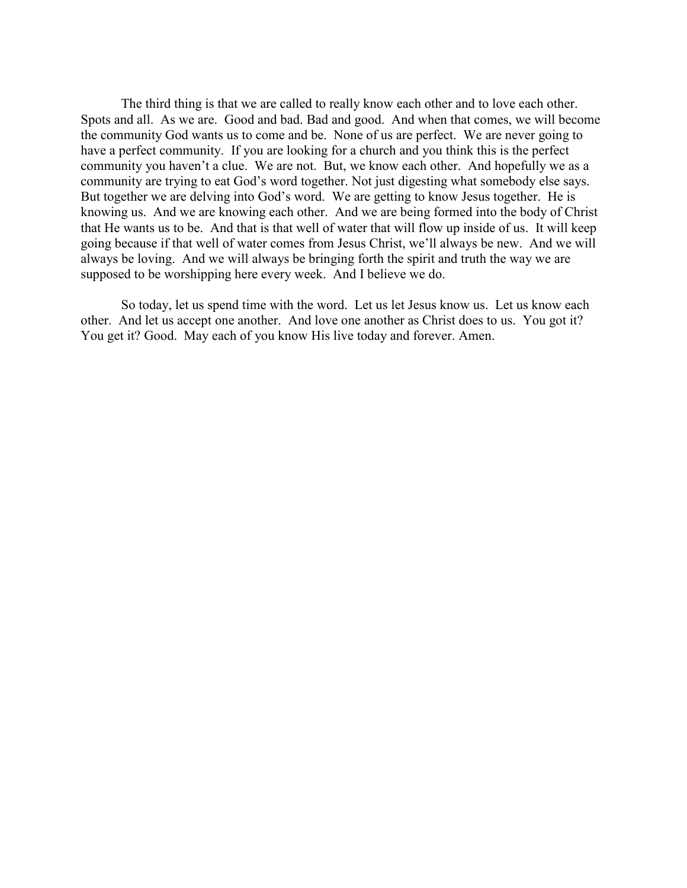The third thing is that we are called to really know each other and to love each other. Spots and all. As we are. Good and bad. Bad and good. And when that comes, we will become the community God wants us to come and be. None of us are perfect. We are never going to have a perfect community. If you are looking for a church and you think this is the perfect community you haven't a clue. We are not. But, we know each other. And hopefully we as a community are trying to eat God's word together. Not just digesting what somebody else says. But together we are delving into God's word. We are getting to know Jesus together. He is knowing us. And we are knowing each other. And we are being formed into the body of Christ that He wants us to be. And that is that well of water that will flow up inside of us. It will keep going because if that well of water comes from Jesus Christ, we'll always be new. And we will always be loving. And we will always be bringing forth the spirit and truth the way we are supposed to be worshipping here every week. And I believe we do.

So today, let us spend time with the word. Let us let Jesus know us. Let us know each other. And let us accept one another. And love one another as Christ does to us. You got it? You get it? Good. May each of you know His live today and forever. Amen.